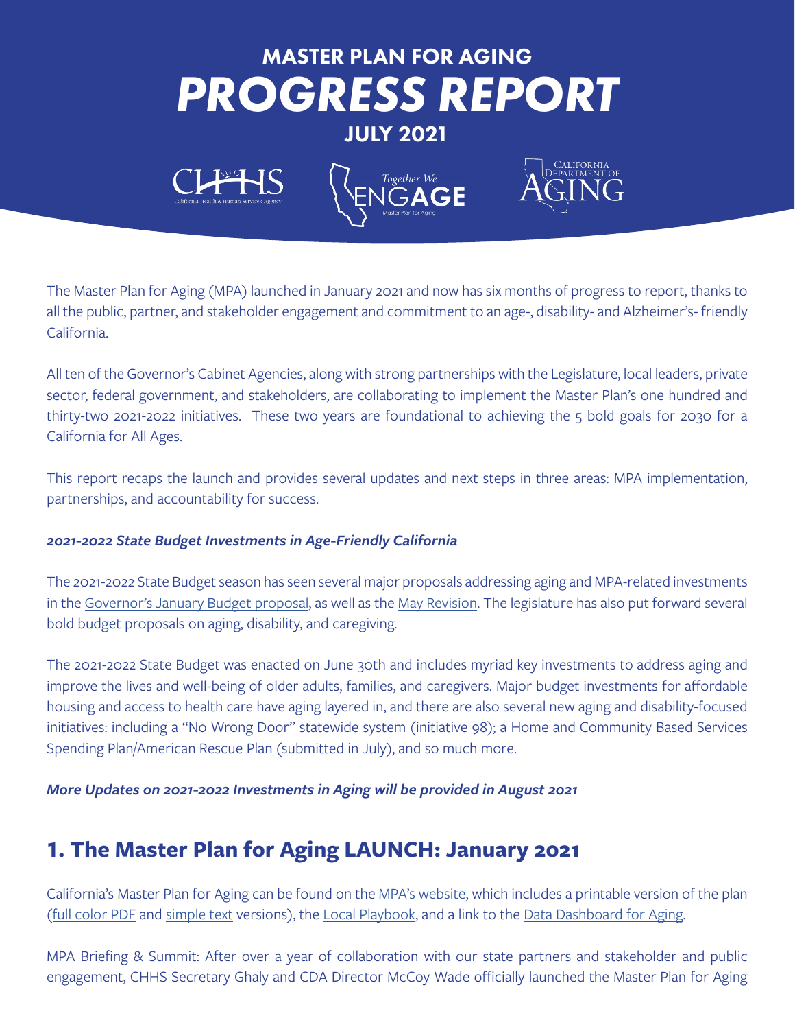# MASTER PLAN FOR AGING

# *PROGRESS REPORT*

## JULY 2021

The Master Plan for Aging (MPA) launched in January 2021 and now has six months of progress to report, thanks to all the public, partner, and stakeholder engagement and commitment to an age-, disability- and Alzheimer's- friendly California.

All ten of the Governor's Cabinet Agencies, along with strong partnerships with the Legislature, local leaders, private sector, federal government, and stakeholders, are collaborating to implement the Master Plan's one hundred and thirty-two 2021-2022 initiatives. These two years are foundational to achieving the 5 bold goals for 2030 for a California for All Ages.

This report recaps the launch and provides several updates and next steps in three areas: MPA implementation, partnerships, and accountability for success.

***2021-2022 State Budget Investments in Age-Friendly California***

The 2021-2022 State Budget season has seen several major proposals addressing aging and MPA-related investments in the Governor's January Budget proposal, as well as the May Revision. The legislature has also put forward several bold budget proposals on aging, disability, and caregiving.

The 2021-2022 State Budget was enacted on June 30th and includes myriad key investments to address aging and improve the lives and well-being of older adults, families, and caregivers. Major budget investments for affordable housing and access to health care have aging layered in, and there are also several new aging and disability-focused initiatives: including a "No Wrong Door" statewide system (initiative 98); a Home and Community Based Services Spending Plan/American Rescue Plan (submitted in July), and so much more.

***More Updates on 2021-2022 Investments in Aging will be provided in August 2021***

## 1. The Master Plan for Aging LAUNCH: January 2021

California's Master Plan for Aging can be found on the MPA's website, which includes a printable version of the plan (full color PDF and simple text versions), the Local Playbook, and a link to the Data Dashboard for Aging.

MPA Briefing & Summit: After over a year of collaboration with our state partners and stakeholder and public engagement, CHHS Secretary Ghaly and CDA Director McCoy Wade officially launched the Master Plan for Aging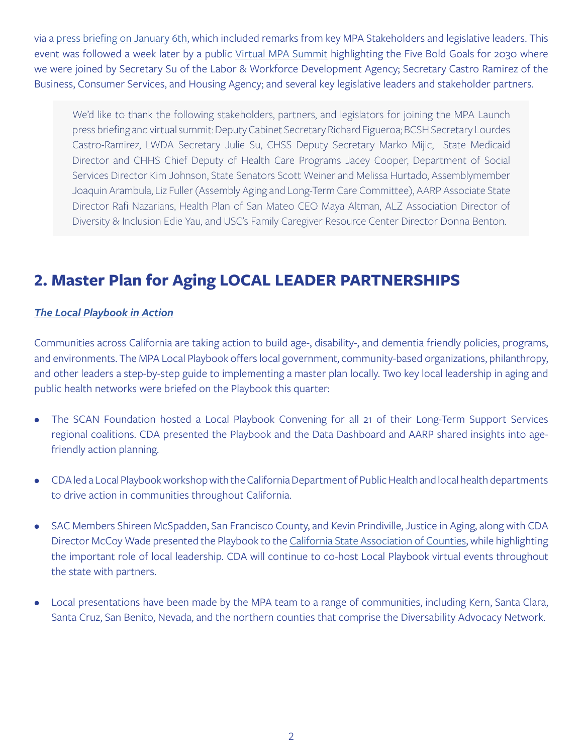via a press briefing on January 6th, which included remarks from key MPA Stakeholders and legislative leaders. This event was followed a week later by a public Virtual MPA Summit highlighting the Five Bold Goals for 2030 where we were joined by Secretary Su of the Labor & Workforce Development Agency; Secretary Castro Ramirez of the Business, Consumer Services, and Housing Agency; and several key legislative leaders and stakeholder partners.

> We'd like to thank the following stakeholders, partners, and legislators for joining the MPA Launch press briefing and virtual summit: Deputy Cabinet Secretary Richard Figueroa; BCSH Secretary Lourdes Castro-Ramirez, LWDA Secretary Julie Su, CHSS Deputy Secretary Marko Mijic, State Medicaid Director and CHHS Chief Deputy of Health Care Programs Jacey Cooper, Department of Social Services Director Kim Johnson, State Senators Scott Weiner and Melissa Hurtado, Assemblymember Joaquin Arambula, Liz Fuller (Assembly Aging and Long-Term Care Committee), AARP Associate State Director Rafi Nazarians, Health Plan of San Mateo CEO Maya Altman, ALZ Association Director of Diversity & Inclusion Edie Yau, and USC's Family Caregiver Resource Center Director Donna Benton.

## 2. Master Plan for Aging LOCAL LEADER PARTNERSHIPS

***The Local Playbook in Action***

Communities across California are taking action to build age-, disability-, and dementia friendly policies, programs, and environments. The MPA Local Playbook offers local government, community-based organizations, philanthropy, and other leaders a step-by-step guide to implementing a master plan locally. Two key local leadership in aging and public health networks were briefed on the Playbook this quarter:

- The SCAN Foundation hosted a Local Playbook Convening for all 21 of their Long-Term Support Services regional coalitions. CDA presented the Playbook and the Data Dashboard and AARP shared insights into age-friendly action planning.
- CDA led a Local Playbook workshop with the California Department of Public Health and local health departments to drive action in communities throughout California.
- SAC Members Shireen McSpadden, San Francisco County, and Kevin Prindiville, Justice in Aging, along with CDA Director McCoy Wade presented the Playbook to the California State Association of Counties, while highlighting the important role of local leadership. CDA will continue to co-host Local Playbook virtual events throughout the state with partners.
- Local presentations have been made by the MPA team to a range of communities, including Kern, Santa Clara, Santa Cruz, San Benito, Nevada, and the northern counties that comprise the Diversability Advocacy Network.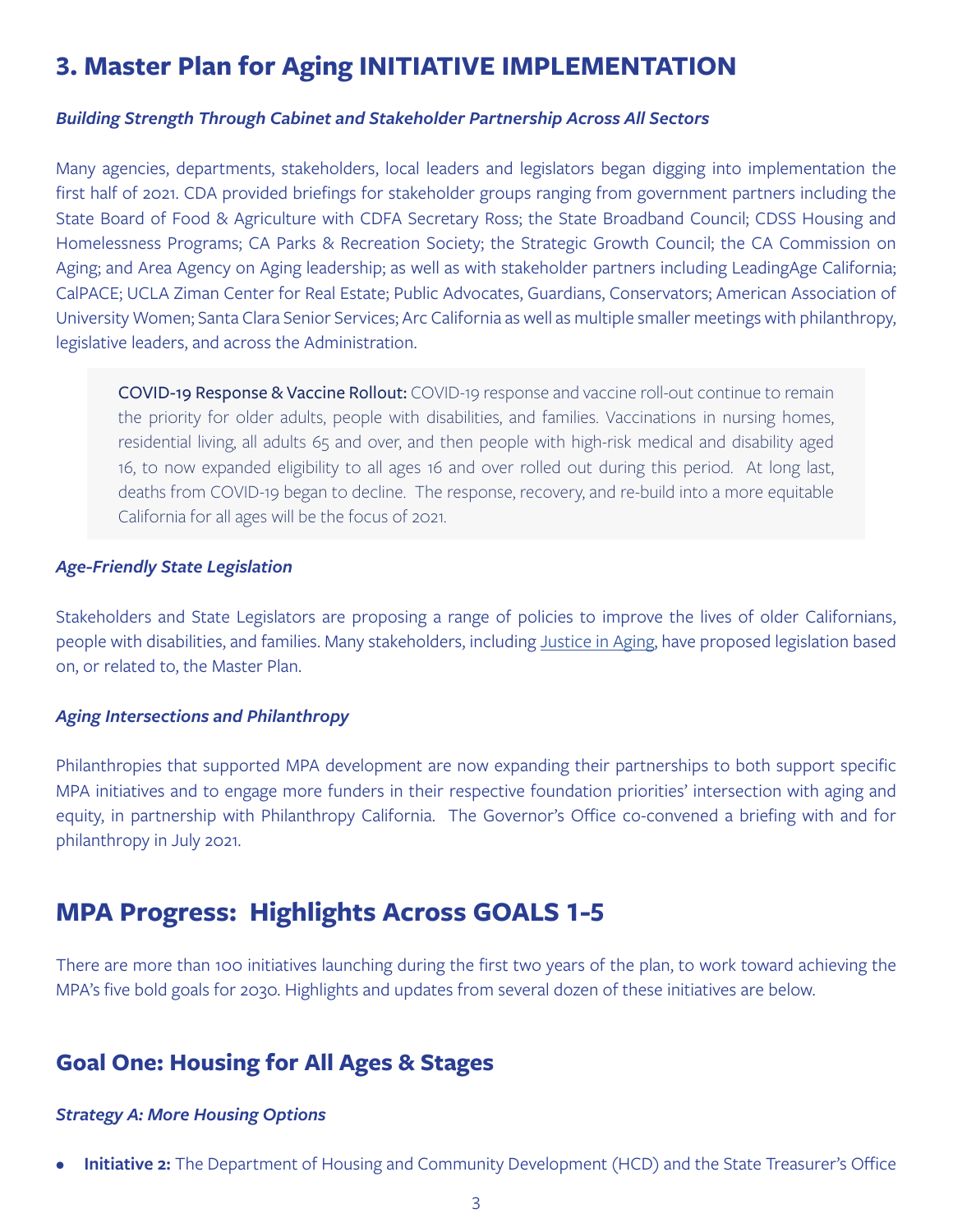## 3. Master Plan for Aging INITIATIVE IMPLEMENTATION

***Building Strength Through Cabinet and Stakeholder Partnership Across All Sectors***

Many agencies, departments, stakeholders, local leaders and legislators began digging into implementation the first half of 2021. CDA provided briefings for stakeholder groups ranging from government partners including the State Board of Food & Agriculture with CDFA Secretary Ross; the State Broadband Council; CDSS Housing and Homelessness Programs; CA Parks & Recreation Society; the Strategic Growth Council; the CA Commission on Aging; and Area Agency on Aging leadership; as well as with stakeholder partners including LeadingAge California; CalPACE; UCLA Ziman Center for Real Estate; Public Advocates, Guardians, Conservators; American Association of University Women; Santa Clara Senior Services; Arc California as well as multiple smaller meetings with philanthropy, legislative leaders, and across the Administration.

> COVID-19 Response & Vaccine Rollout: COVID-19 response and vaccine roll-out continue to remain the priority for older adults, people with disabilities, and families. Vaccinations in nursing homes, residential living, all adults 65 and over, and then people with high-risk medical and disability aged 16, to now expanded eligibility to all ages 16 and over rolled out during this period. At long last, deaths from COVID-19 began to decline. The response, recovery, and re-build into a more equitable California for all ages will be the focus of 2021.

***Age-Friendly State Legislation***

Stakeholders and State Legislators are proposing a range of policies to improve the lives of older Californians, people with disabilities, and families. Many stakeholders, including Justice in Aging, have proposed legislation based on, or related to, the Master Plan.

***Aging Intersections and Philanthropy***

Philanthropies that supported MPA development are now expanding their partnerships to both support specific MPA initiatives and to engage more funders in their respective foundation priorities' intersection with aging and equity, in partnership with Philanthropy California. The Governor's Office co-convened a briefing with and for philanthropy in July 2021.

## MPA Progress: Highlights Across GOALS 1-5

There are more than 100 initiatives launching during the first two years of the plan, to work toward achieving the MPA's five bold goals for 2030. Highlights and updates from several dozen of these initiatives are below.

## Goal One: Housing for All Ages & Stages

***Strategy A: More Housing Options***

- **Initiative 2:** The Department of Housing and Community Development (HCD) and the State Treasurer's Office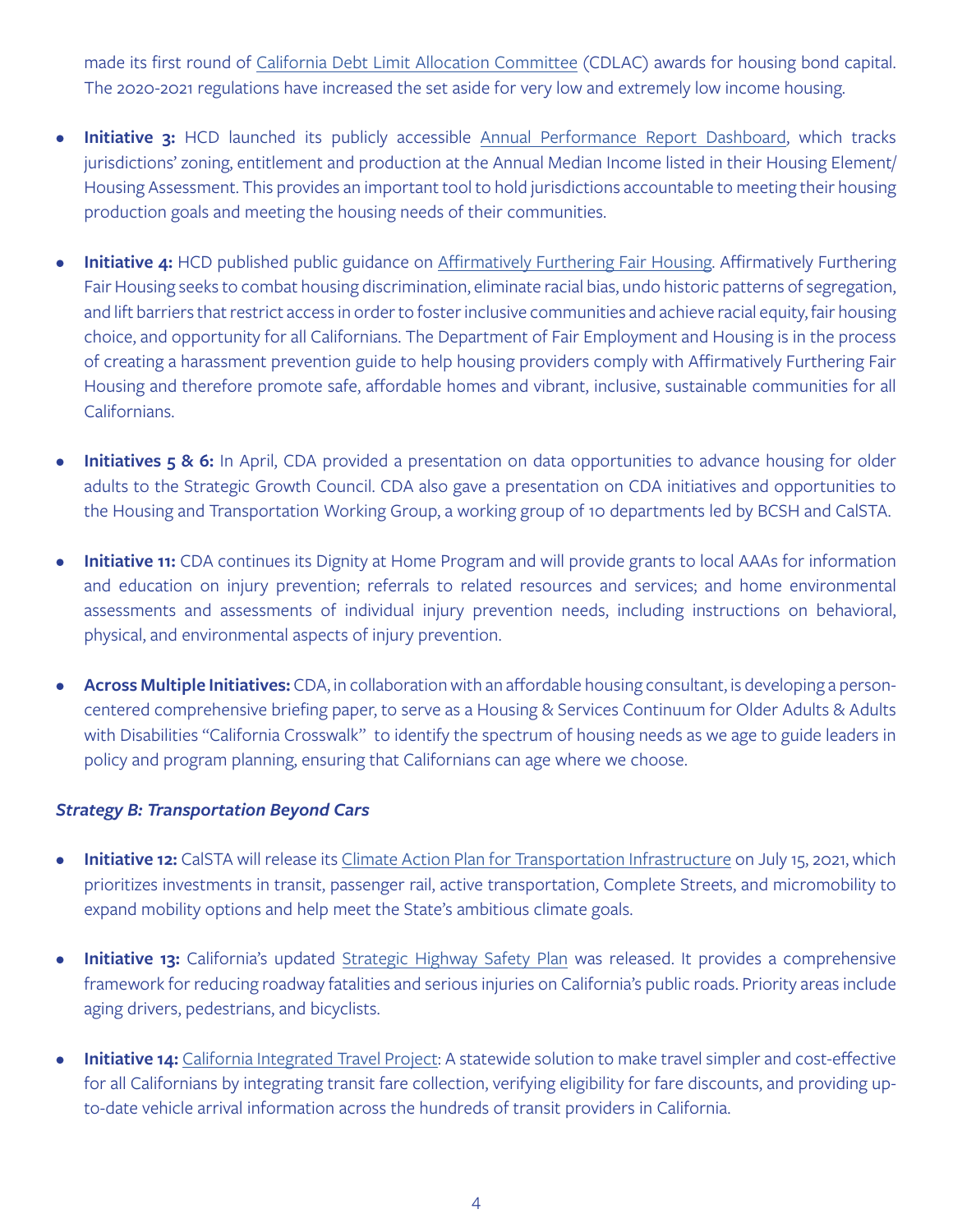made its first round of California Debt Limit Allocation Committee (CDLAC) awards for housing bond capital. The 2020-2021 regulations have increased the set aside for very low and extremely low income housing.

- **Initiative 3:** HCD launched its publicly accessible Annual Performance Report Dashboard, which tracks jurisdictions' zoning, entitlement and production at the Annual Median Income listed in their Housing Element/ Housing Assessment. This provides an important tool to hold jurisdictions accountable to meeting their housing production goals and meeting the housing needs of their communities.

- **Initiative 4:** HCD published public guidance on Affirmatively Furthering Fair Housing. Affirmatively Furthering Fair Housing seeks to combat housing discrimination, eliminate racial bias, undo historic patterns of segregation, and lift barriers that restrict access in order to foster inclusive communities and achieve racial equity, fair housing choice, and opportunity for all Californians. The Department of Fair Employment and Housing is in the process of creating a harassment prevention guide to help housing providers comply with Affirmatively Furthering Fair Housing and therefore promote safe, affordable homes and vibrant, inclusive, sustainable communities for all Californians.

- **Initiatives 5 & 6:** In April, CDA provided a presentation on data opportunities to advance housing for older adults to the Strategic Growth Council. CDA also gave a presentation on CDA initiatives and opportunities to the Housing and Transportation Working Group, a working group of 10 departments led by BCSH and CalSTA.

- **Initiative 11:** CDA continues its Dignity at Home Program and will provide grants to local AAAs for information and education on injury prevention; referrals to related resources and services; and home environmental assessments and assessments of individual injury prevention needs, including instructions on behavioral, physical, and environmental aspects of injury prevention.

- **Across Multiple Initiatives:** CDA, in collaboration with an affordable housing consultant, is developing a person-centered comprehensive briefing paper, to serve as a Housing & Services Continuum for Older Adults & Adults with Disabilities "California Crosswalk" to identify the spectrum of housing needs as we age to guide leaders in policy and program planning, ensuring that Californians can age where we choose.

### *Strategy B: Transportation Beyond Cars*

- **Initiative 12:** CalSTA will release its Climate Action Plan for Transportation Infrastructure on July 15, 2021, which prioritizes investments in transit, passenger rail, active transportation, Complete Streets, and micromobility to expand mobility options and help meet the State's ambitious climate goals.

- **Initiative 13:** California's updated Strategic Highway Safety Plan was released. It provides a comprehensive framework for reducing roadway fatalities and serious injuries on California's public roads. Priority areas include aging drivers, pedestrians, and bicyclists.

- **Initiative 14:** California Integrated Travel Project: A statewide solution to make travel simpler and cost-effective for all Californians by integrating transit fare collection, verifying eligibility for fare discounts, and providing up-to-date vehicle arrival information across the hundreds of transit providers in California.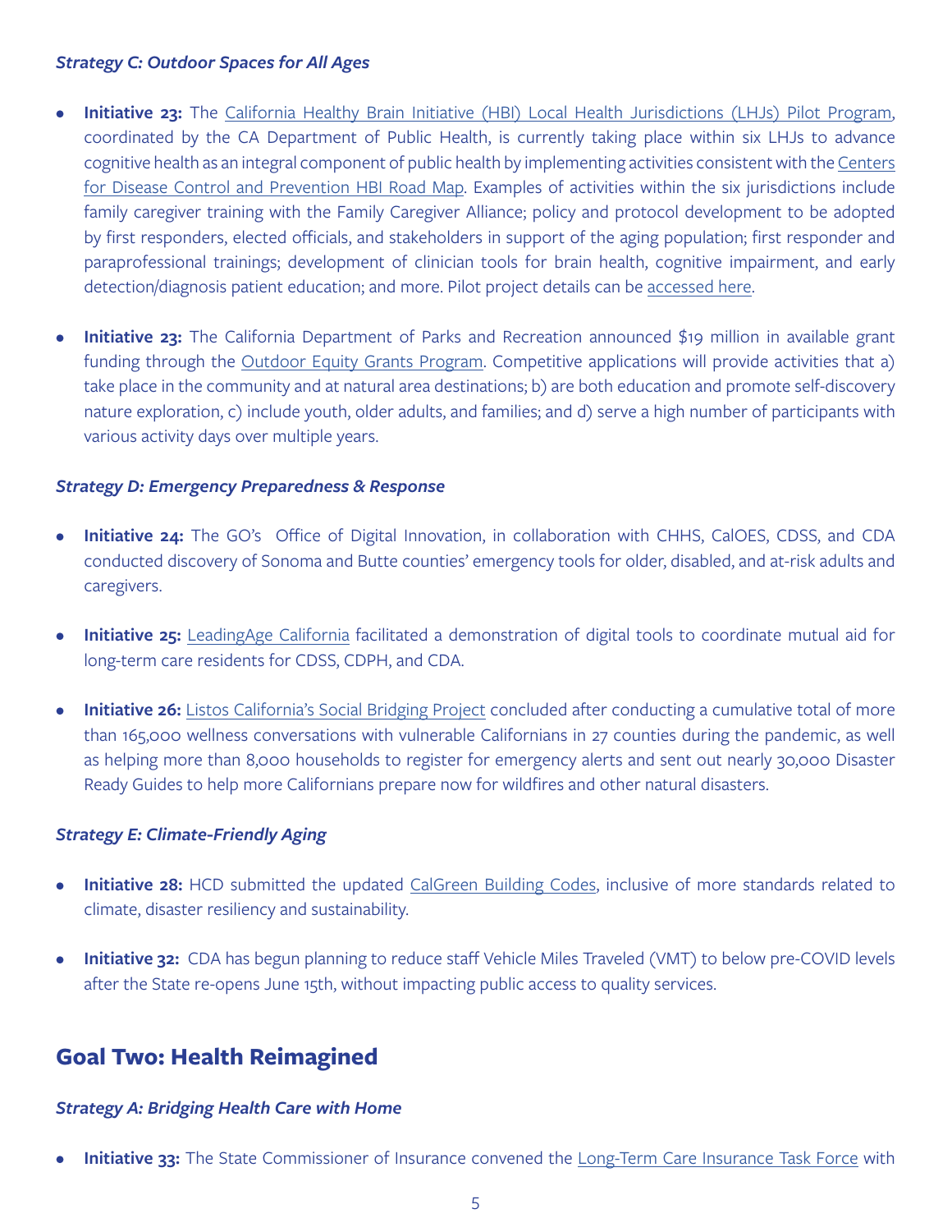### *Strategy C: Outdoor Spaces for All Ages*

- **Initiative 23:** The California Healthy Brain Initiative (HBI) Local Health Jurisdictions (LHJs) Pilot Program, coordinated by the CA Department of Public Health, is currently taking place within six LHJs to advance cognitive health as an integral component of public health by implementing activities consistent with the Centers for Disease Control and Prevention HBI Road Map. Examples of activities within the six jurisdictions include family caregiver training with the Family Caregiver Alliance; policy and protocol development to be adopted by first responders, elected officials, and stakeholders in support of the aging population; first responder and paraprofessional trainings; development of clinician tools for brain health, cognitive impairment, and early detection/diagnosis patient education; and more. Pilot project details can be accessed here.

- **Initiative 23:** The California Department of Parks and Recreation announced $19 million in available grant funding through the Outdoor Equity Grants Program. Competitive applications will provide activities that a) take place in the community and at natural area destinations; b) are both education and promote self-discovery nature exploration, c) include youth, older adults, and families; and d) serve a high number of participants with various activity days over multiple years.

### *Strategy D: Emergency Preparedness & Response*

- **Initiative 24:** The GO's Office of Digital Innovation, in collaboration with CHHS, CalOES, CDSS, and CDA conducted discovery of Sonoma and Butte counties' emergency tools for older, disabled, and at-risk adults and caregivers.

- **Initiative 25:** LeadingAge California facilitated a demonstration of digital tools to coordinate mutual aid for long-term care residents for CDSS, CDPH, and CDA.

- **Initiative 26:** Listos California's Social Bridging Project concluded after conducting a cumulative total of more than 165,000 wellness conversations with vulnerable Californians in 27 counties during the pandemic, as well as helping more than 8,000 households to register for emergency alerts and sent out nearly 30,000 Disaster Ready Guides to help more Californians prepare now for wildfires and other natural disasters.

### *Strategy E: Climate-Friendly Aging*

- **Initiative 28:** HCD submitted the updated CalGreen Building Codes, inclusive of more standards related to climate, disaster resiliency and sustainability.

- **Initiative 32:** CDA has begun planning to reduce staff Vehicle Miles Traveled (VMT) to below pre-COVID levels after the State re-opens June 15th, without impacting public access to quality services.

## Goal Two: Health Reimagined

### *Strategy A: Bridging Health Care with Home*

- **Initiative 33:** The State Commissioner of Insurance convened the Long-Term Care Insurance Task Force with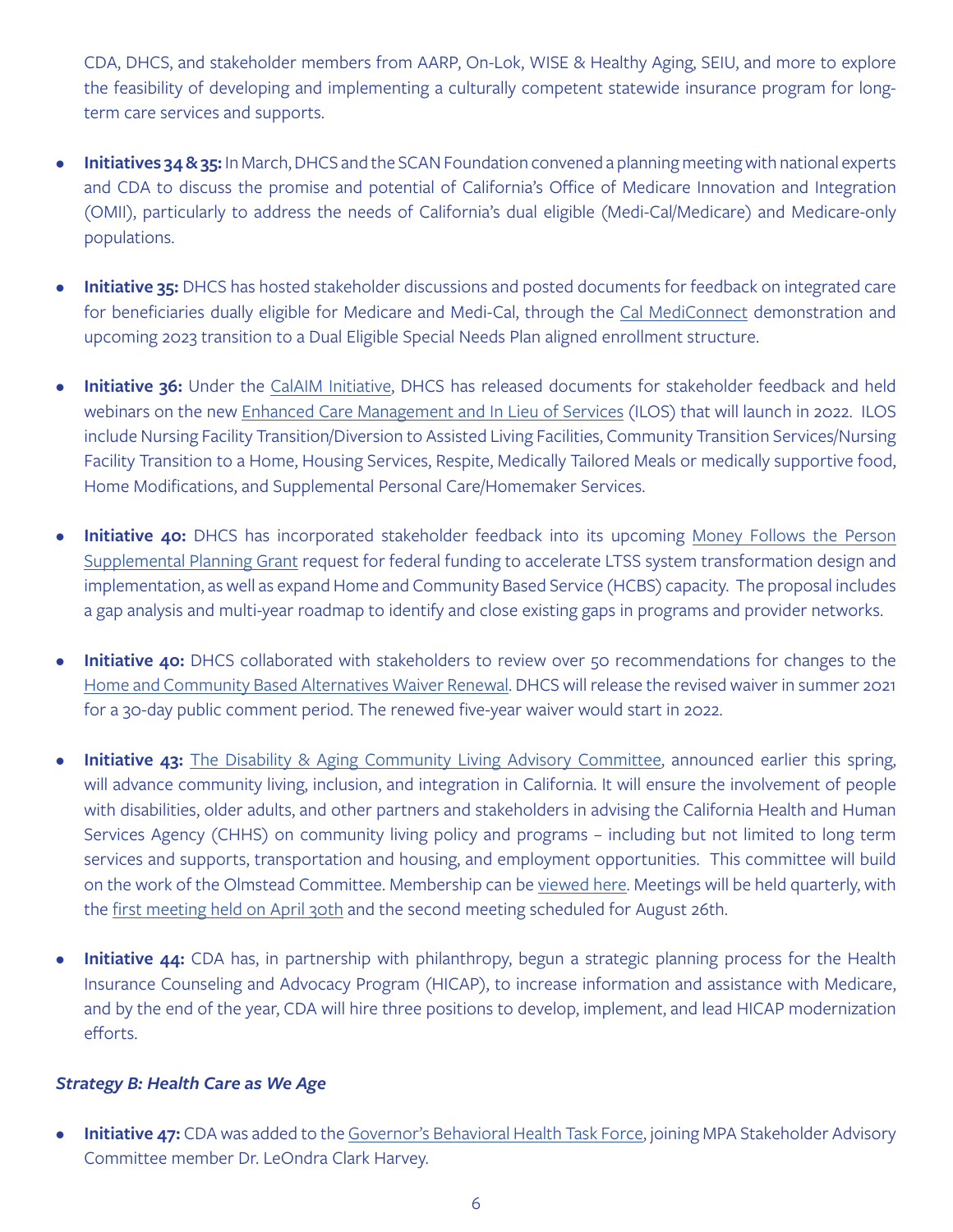CDA, DHCS, and stakeholder members from AARP, On-Lok, WISE & Healthy Aging, SEIU, and more to explore the feasibility of developing and implementing a culturally competent statewide insurance program for long-term care services and supports.

- **Initiatives 34 & 35:** In March, DHCS and the SCAN Foundation convened a planning meeting with national experts and CDA to discuss the promise and potential of California's Office of Medicare Innovation and Integration (OMII), particularly to address the needs of California's dual eligible (Medi-Cal/Medicare) and Medicare-only populations.

- **Initiative 35:** DHCS has hosted stakeholder discussions and posted documents for feedback on integrated care for beneficiaries dually eligible for Medicare and Medi-Cal, through the Cal MediConnect demonstration and upcoming 2023 transition to a Dual Eligible Special Needs Plan aligned enrollment structure.

- **Initiative 36:** Under the CalAIM Initiative, DHCS has released documents for stakeholder feedback and held webinars on the new Enhanced Care Management and In Lieu of Services (ILOS) that will launch in 2022. ILOS include Nursing Facility Transition/Diversion to Assisted Living Facilities, Community Transition Services/Nursing Facility Transition to a Home, Housing Services, Respite, Medically Tailored Meals or medically supportive food, Home Modifications, and Supplemental Personal Care/Homemaker Services.

- **Initiative 40:** DHCS has incorporated stakeholder feedback into its upcoming Money Follows the Person Supplemental Planning Grant request for federal funding to accelerate LTSS system transformation design and implementation, as well as expand Home and Community Based Service (HCBS) capacity. The proposal includes a gap analysis and multi-year roadmap to identify and close existing gaps in programs and provider networks.

- **Initiative 40:** DHCS collaborated with stakeholders to review over 50 recommendations for changes to the Home and Community Based Alternatives Waiver Renewal. DHCS will release the revised waiver in summer 2021 for a 30-day public comment period. The renewed five-year waiver would start in 2022.

- **Initiative 43:** The Disability & Aging Community Living Advisory Committee, announced earlier this spring, will advance community living, inclusion, and integration in California. It will ensure the involvement of people with disabilities, older adults, and other partners and stakeholders in advising the California Health and Human Services Agency (CHHS) on community living policy and programs – including but not limited to long term services and supports, transportation and housing, and employment opportunities. This committee will build on the work of the Olmstead Committee. Membership can be viewed here. Meetings will be held quarterly, with the first meeting held on April 30th and the second meeting scheduled for August 26th.

- **Initiative 44:** CDA has, in partnership with philanthropy, begun a strategic planning process for the Health Insurance Counseling and Advocacy Program (HICAP), to increase information and assistance with Medicare, and by the end of the year, CDA will hire three positions to develop, implement, and lead HICAP modernization efforts.

### *Strategy B: Health Care as We Age*

- **Initiative 47:** CDA was added to the Governor's Behavioral Health Task Force, joining MPA Stakeholder Advisory Committee member Dr. LeOndra Clark Harvey.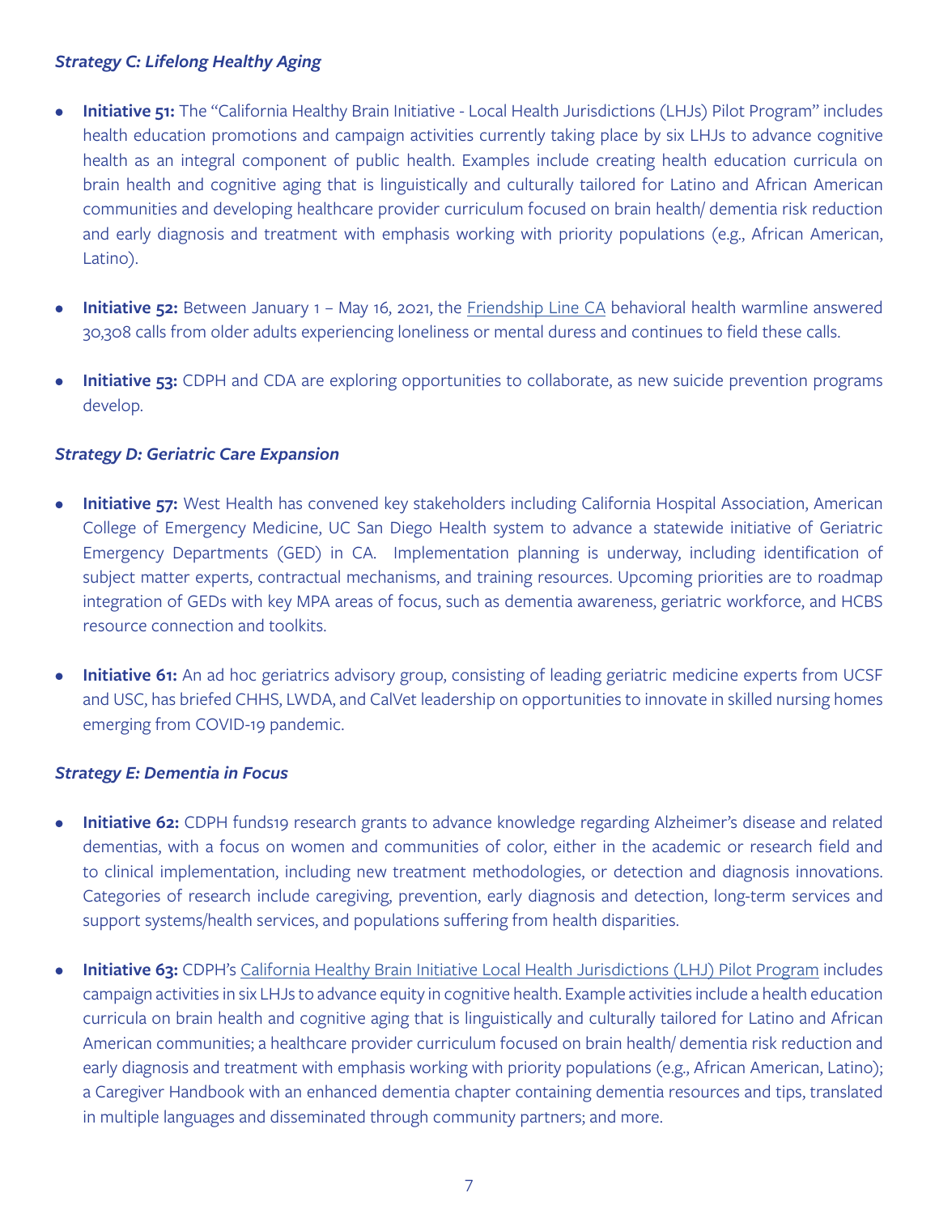### *Strategy C: Lifelong Healthy Aging*

- **Initiative 51:** The "California Healthy Brain Initiative - Local Health Jurisdictions (LHJs) Pilot Program" includes health education promotions and campaign activities currently taking place by six LHJs to advance cognitive health as an integral component of public health. Examples include creating health education curricula on brain health and cognitive aging that is linguistically and culturally tailored for Latino and African American communities and developing healthcare provider curriculum focused on brain health/ dementia risk reduction and early diagnosis and treatment with emphasis working with priority populations (e.g., African American, Latino).

- **Initiative 52:** Between January 1 – May 16, 2021, the Friendship Line CA behavioral health warmline answered 30,308 calls from older adults experiencing loneliness or mental duress and continues to field these calls.

- **Initiative 53:** CDPH and CDA are exploring opportunities to collaborate, as new suicide prevention programs develop.

### *Strategy D: Geriatric Care Expansion*

- **Initiative 57:** West Health has convened key stakeholders including California Hospital Association, American College of Emergency Medicine, UC San Diego Health system to advance a statewide initiative of Geriatric Emergency Departments (GED) in CA. Implementation planning is underway, including identification of subject matter experts, contractual mechanisms, and training resources. Upcoming priorities are to roadmap integration of GEDs with key MPA areas of focus, such as dementia awareness, geriatric workforce, and HCBS resource connection and toolkits.

- **Initiative 61:** An ad hoc geriatrics advisory group, consisting of leading geriatric medicine experts from UCSF and USC, has briefed CHHS, LWDA, and CalVet leadership on opportunities to innovate in skilled nursing homes emerging from COVID-19 pandemic.

### *Strategy E: Dementia in Focus*

- **Initiative 62:** CDPH funds19 research grants to advance knowledge regarding Alzheimer's disease and related dementias, with a focus on women and communities of color, either in the academic or research field and to clinical implementation, including new treatment methodologies, or detection and diagnosis innovations. Categories of research include caregiving, prevention, early diagnosis and detection, long-term services and support systems/health services, and populations suffering from health disparities.

- **Initiative 63:** CDPH's California Healthy Brain Initiative Local Health Jurisdictions (LHJ) Pilot Program includes campaign activities in six LHJs to advance equity in cognitive health. Example activities include a health education curricula on brain health and cognitive aging that is linguistically and culturally tailored for Latino and African American communities; a healthcare provider curriculum focused on brain health/ dementia risk reduction and early diagnosis and treatment with emphasis working with priority populations (e.g., African American, Latino); a Caregiver Handbook with an enhanced dementia chapter containing dementia resources and tips, translated in multiple languages and disseminated through community partners; and more.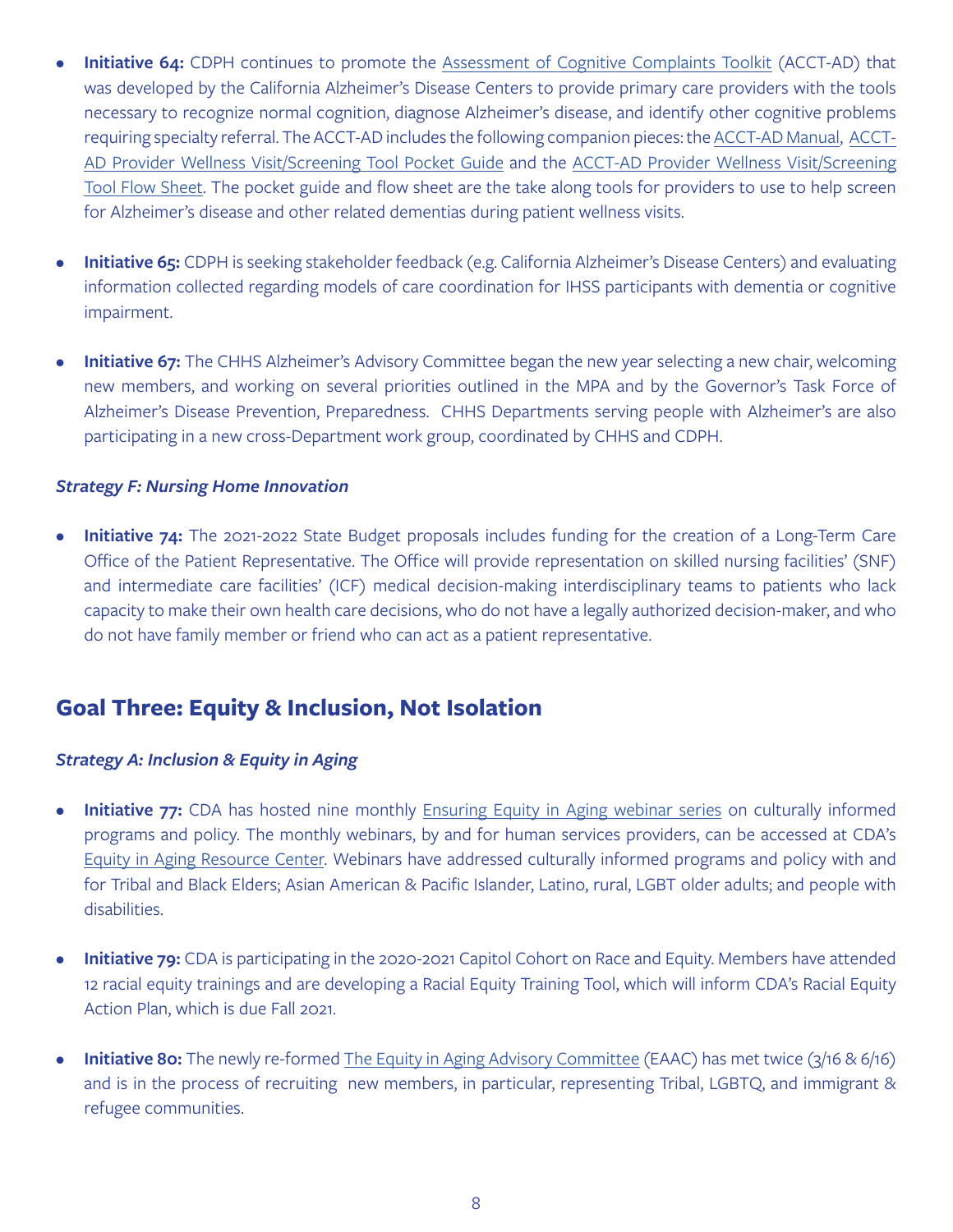- **Initiative 64:** CDPH continues to promote the Assessment of Cognitive Complaints Toolkit (ACCT-AD) that was developed by the California Alzheimer's Disease Centers to provide primary care providers with the tools necessary to recognize normal cognition, diagnose Alzheimer's disease, and identify other cognitive problems requiring specialty referral. The ACCT-AD includes the following companion pieces: the ACCT-AD Manual, ACCT-AD Provider Wellness Visit/Screening Tool Pocket Guide and the ACCT-AD Provider Wellness Visit/Screening Tool Flow Sheet. The pocket guide and flow sheet are the take along tools for providers to use to help screen for Alzheimer's disease and other related dementias during patient wellness visits.

- **Initiative 65:** CDPH is seeking stakeholder feedback (e.g. California Alzheimer's Disease Centers) and evaluating information collected regarding models of care coordination for IHSS participants with dementia or cognitive impairment.

- **Initiative 67:** The CHHS Alzheimer's Advisory Committee began the new year selecting a new chair, welcoming new members, and working on several priorities outlined in the MPA and by the Governor's Task Force of Alzheimer's Disease Prevention, Preparedness. CHHS Departments serving people with Alzheimer's are also participating in a new cross-Department work group, coordinated by CHHS and CDPH.

### *Strategy F: Nursing Home Innovation*

- **Initiative 74:** The 2021-2022 State Budget proposals includes funding for the creation of a Long-Term Care Office of the Patient Representative. The Office will provide representation on skilled nursing facilities' (SNF) and intermediate care facilities' (ICF) medical decision-making interdisciplinary teams to patients who lack capacity to make their own health care decisions, who do not have a legally authorized decision-maker, and who do not have family member or friend who can act as a patient representative.

## Goal Three: Equity & Inclusion, Not Isolation

### *Strategy A: Inclusion & Equity in Aging*

- **Initiative 77:** CDA has hosted nine monthly Ensuring Equity in Aging webinar series on culturally informed programs and policy. The monthly webinars, by and for human services providers, can be accessed at CDA's Equity in Aging Resource Center. Webinars have addressed culturally informed programs and policy with and for Tribal and Black Elders; Asian American & Pacific Islander, Latino, rural, LGBT older adults; and people with disabilities.

- **Initiative 79:** CDA is participating in the 2020-2021 Capitol Cohort on Race and Equity. Members have attended 12 racial equity trainings and are developing a Racial Equity Training Tool, which will inform CDA's Racial Equity Action Plan, which is due Fall 2021.

- **Initiative 80:** The newly re-formed The Equity in Aging Advisory Committee (EAAC) has met twice (3/16 & 6/16) and is in the process of recruiting new members, in particular, representing Tribal, LGBTQ, and immigrant & refugee communities.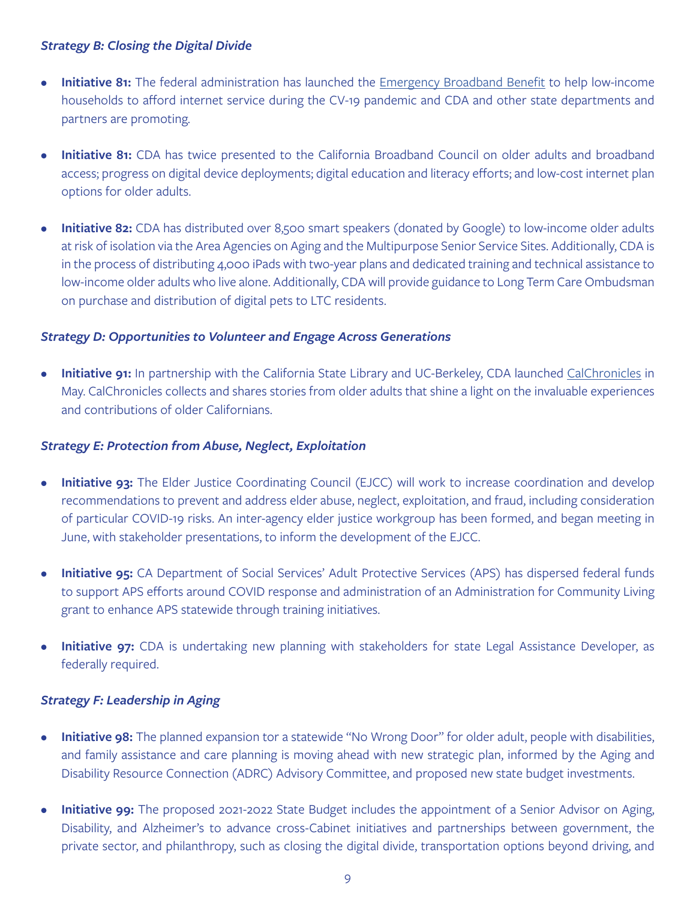***Strategy B: Closing the Digital Divide***

- **Initiative 81:** The federal administration has launched the Emergency Broadband Benefit to help low-income households to afford internet service during the CV-19 pandemic and CDA and other state departments and partners are promoting.

- **Initiative 81:** CDA has twice presented to the California Broadband Council on older adults and broadband access; progress on digital device deployments; digital education and literacy efforts; and low-cost internet plan options for older adults.

- **Initiative 82:** CDA has distributed over 8,500 smart speakers (donated by Google) to low-income older adults at risk of isolation via the Area Agencies on Aging and the Multipurpose Senior Service Sites. Additionally, CDA is in the process of distributing 4,000 iPads with two-year plans and dedicated training and technical assistance to low-income older adults who live alone. Additionally, CDA will provide guidance to Long Term Care Ombudsman on purchase and distribution of digital pets to LTC residents.

***Strategy D: Opportunities to Volunteer and Engage Across Generations***

- **Initiative 91:** In partnership with the California State Library and UC-Berkeley, CDA launched CalChronicles in May. CalChronicles collects and shares stories from older adults that shine a light on the invaluable experiences and contributions of older Californians.

***Strategy E: Protection from Abuse, Neglect, Exploitation***

- **Initiative 93:** The Elder Justice Coordinating Council (EJCC) will work to increase coordination and develop recommendations to prevent and address elder abuse, neglect, exploitation, and fraud, including consideration of particular COVID-19 risks. An inter-agency elder justice workgroup has been formed, and began meeting in June, with stakeholder presentations, to inform the development of the EJCC.

- **Initiative 95:** CA Department of Social Services' Adult Protective Services (APS) has dispersed federal funds to support APS efforts around COVID response and administration of an Administration for Community Living grant to enhance APS statewide through training initiatives.

- **Initiative 97:** CDA is undertaking new planning with stakeholders for state Legal Assistance Developer, as federally required.

***Strategy F: Leadership in Aging***

- **Initiative 98:** The planned expansion tor a statewide "No Wrong Door" for older adult, people with disabilities, and family assistance and care planning is moving ahead with new strategic plan, informed by the Aging and Disability Resource Connection (ADRC) Advisory Committee, and proposed new state budget investments.

- **Initiative 99:** The proposed 2021-2022 State Budget includes the appointment of a Senior Advisor on Aging, Disability, and Alzheimer's to advance cross-Cabinet initiatives and partnerships between government, the private sector, and philanthropy, such as closing the digital divide, transportation options beyond driving, and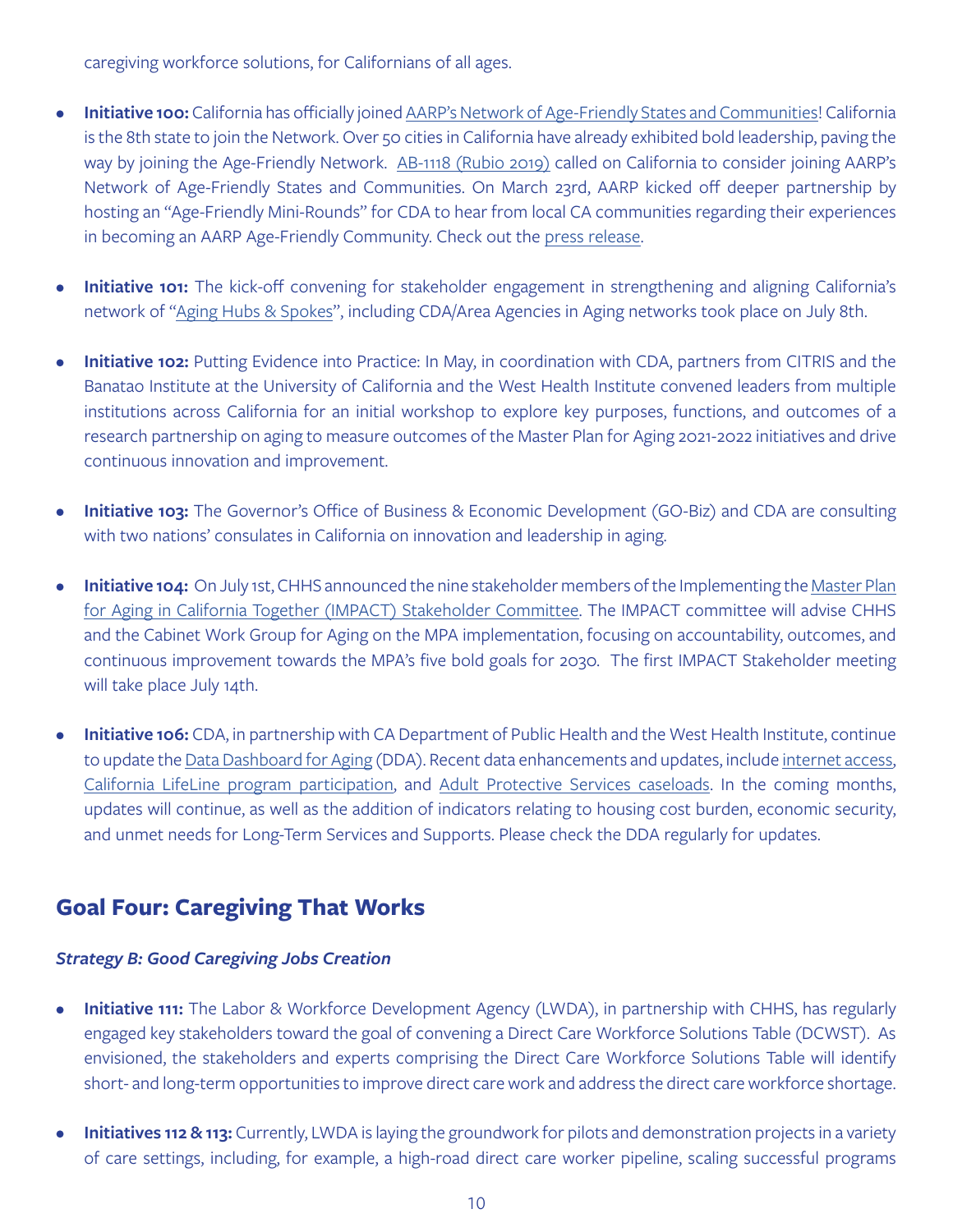caregiving workforce solutions, for Californians of all ages.

- **Initiative 100:** California has officially joined AARP's Network of Age-Friendly States and Communities! California is the 8th state to join the Network. Over 50 cities in California have already exhibited bold leadership, paving the way by joining the Age-Friendly Network. AB-1118 (Rubio 2019) called on California to consider joining AARP's Network of Age-Friendly States and Communities. On March 23rd, AARP kicked off deeper partnership by hosting an "Age-Friendly Mini-Rounds" for CDA to hear from local CA communities regarding their experiences in becoming an AARP Age-Friendly Community. Check out the press release.

- **Initiative 101:** The kick-off convening for stakeholder engagement in strengthening and aligning California's network of "Aging Hubs & Spokes", including CDA/Area Agencies in Aging networks took place on July 8th.

- **Initiative 102:** Putting Evidence into Practice: In May, in coordination with CDA, partners from CITRIS and the Banatao Institute at the University of California and the West Health Institute convened leaders from multiple institutions across California for an initial workshop to explore key purposes, functions, and outcomes of a research partnership on aging to measure outcomes of the Master Plan for Aging 2021-2022 initiatives and drive continuous innovation and improvement.

- **Initiative 103:** The Governor's Office of Business & Economic Development (GO-Biz) and CDA are consulting with two nations' consulates in California on innovation and leadership in aging.

- **Initiative 104:** On July 1st, CHHS announced the nine stakeholder members of the Implementing the Master Plan for Aging in California Together (IMPACT) Stakeholder Committee. The IMPACT committee will advise CHHS and the Cabinet Work Group for Aging on the MPA implementation, focusing on accountability, outcomes, and continuous improvement towards the MPA's five bold goals for 2030. The first IMPACT Stakeholder meeting will take place July 14th.

- **Initiative 106:** CDA, in partnership with CA Department of Public Health and the West Health Institute, continue to update the Data Dashboard for Aging (DDA). Recent data enhancements and updates, include internet access, California LifeLine program participation, and Adult Protective Services caseloads. In the coming months, updates will continue, as well as the addition of indicators relating to housing cost burden, economic security, and unmet needs for Long-Term Services and Supports. Please check the DDA regularly for updates.

## Goal Four: Caregiving That Works

### *Strategy B: Good Caregiving Jobs Creation*

- **Initiative 111:** The Labor & Workforce Development Agency (LWDA), in partnership with CHHS, has regularly engaged key stakeholders toward the goal of convening a Direct Care Workforce Solutions Table (DCWST). As envisioned, the stakeholders and experts comprising the Direct Care Workforce Solutions Table will identify short- and long-term opportunities to improve direct care work and address the direct care workforce shortage.

- **Initiatives 112 & 113:** Currently, LWDA is laying the groundwork for pilots and demonstration projects in a variety of care settings, including, for example, a high-road direct care worker pipeline, scaling successful programs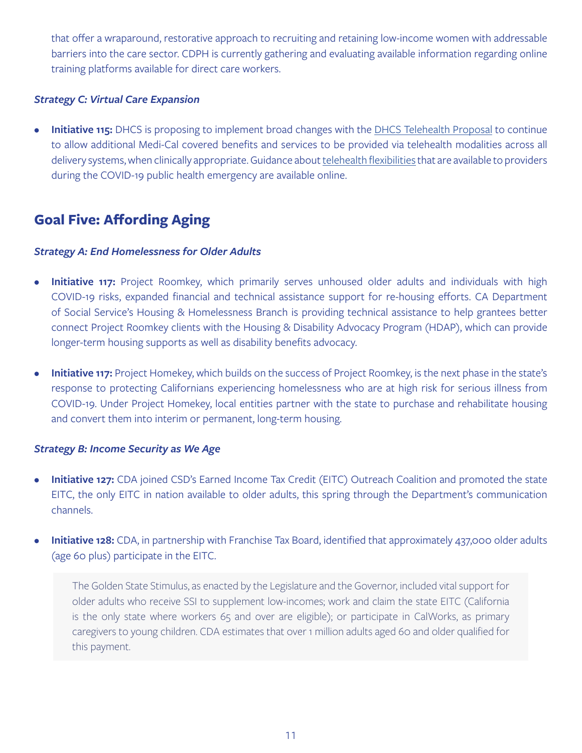that offer a wraparound, restorative approach to recruiting and retaining low-income women with addressable barriers into the care sector. CDPH is currently gathering and evaluating available information regarding online training platforms available for direct care workers.

#### *Strategy C: Virtual Care Expansion*

- **Initiative 115:** DHCS is proposing to implement broad changes with the DHCS Telehealth Proposal to continue to allow additional Medi-Cal covered benefits and services to be provided via telehealth modalities across all delivery systems, when clinically appropriate. Guidance about telehealth flexibilities that are available to providers during the COVID-19 public health emergency are available online.

## Goal Five: Affording Aging

#### *Strategy A: End Homelessness for Older Adults*

- **Initiative 117:** Project Roomkey, which primarily serves unhoused older adults and individuals with high COVID-19 risks, expanded financial and technical assistance support for re-housing efforts. CA Department of Social Service's Housing & Homelessness Branch is providing technical assistance to help grantees better connect Project Roomkey clients with the Housing & Disability Advocacy Program (HDAP), which can provide longer-term housing supports as well as disability benefits advocacy.

- **Initiative 117:** Project Homekey, which builds on the success of Project Roomkey, is the next phase in the state's response to protecting Californians experiencing homelessness who are at high risk for serious illness from COVID-19. Under Project Homekey, local entities partner with the state to purchase and rehabilitate housing and convert them into interim or permanent, long-term housing.

#### *Strategy B: Income Security as We Age*

- **Initiative 127:** CDA joined CSD's Earned Income Tax Credit (EITC) Outreach Coalition and promoted the state EITC, the only EITC in nation available to older adults, this spring through the Department's communication channels.

- **Initiative 128:** CDA, in partnership with Franchise Tax Board, identified that approximately 437,000 older adults (age 60 plus) participate in the EITC.

> The Golden State Stimulus, as enacted by the Legislature and the Governor, included vital support for older adults who receive SSI to supplement low-incomes; work and claim the state EITC (California is the only state where workers 65 and over are eligible); or participate in CalWorks, as primary caregivers to young children. CDA estimates that over 1 million adults aged 60 and older qualified for this payment.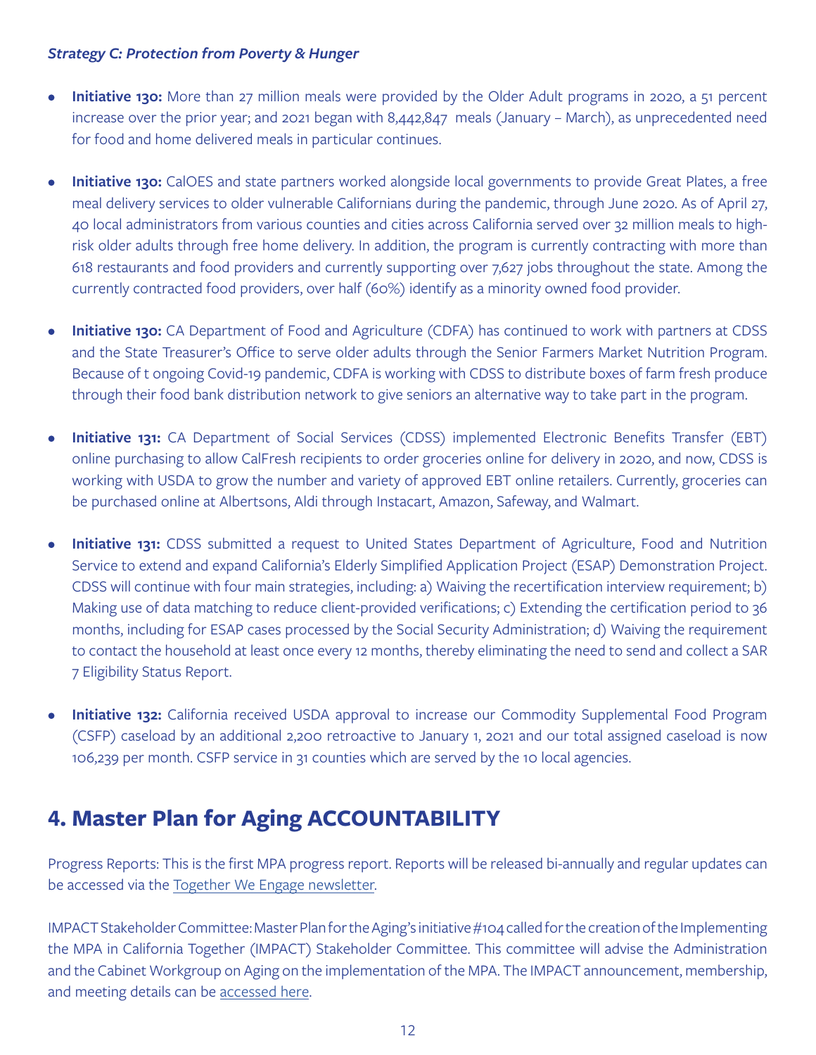***Strategy C: Protection from Poverty & Hunger***

- **Initiative 130:** More than 27 million meals were provided by the Older Adult programs in 2020, a 51 percent increase over the prior year; and 2021 began with 8,442,847 meals (January – March), as unprecedented need for food and home delivered meals in particular continues.
- **Initiative 130:** CalOES and state partners worked alongside local governments to provide Great Plates, a free meal delivery services to older vulnerable Californians during the pandemic, through June 2020. As of April 27, 40 local administrators from various counties and cities across California served over 32 million meals to high-risk older adults through free home delivery. In addition, the program is currently contracting with more than 618 restaurants and food providers and currently supporting over 7,627 jobs throughout the state. Among the currently contracted food providers, over half (60%) identify as a minority owned food provider.
- **Initiative 130:** CA Department of Food and Agriculture (CDFA) has continued to work with partners at CDSS and the State Treasurer's Office to serve older adults through the Senior Farmers Market Nutrition Program. Because of t ongoing Covid-19 pandemic, CDFA is working with CDSS to distribute boxes of farm fresh produce through their food bank distribution network to give seniors an alternative way to take part in the program.
- **Initiative 131:** CA Department of Social Services (CDSS) implemented Electronic Benefits Transfer (EBT) online purchasing to allow CalFresh recipients to order groceries online for delivery in 2020, and now, CDSS is working with USDA to grow the number and variety of approved EBT online retailers. Currently, groceries can be purchased online at Albertsons, Aldi through Instacart, Amazon, Safeway, and Walmart.
- **Initiative 131:** CDSS submitted a request to United States Department of Agriculture, Food and Nutrition Service to extend and expand California's Elderly Simplified Application Project (ESAP) Demonstration Project. CDSS will continue with four main strategies, including: a) Waiving the recertification interview requirement; b) Making use of data matching to reduce client-provided verifications; c) Extending the certification period to 36 months, including for ESAP cases processed by the Social Security Administration; d) Waiving the requirement to contact the household at least once every 12 months, thereby eliminating the need to send and collect a SAR 7 Eligibility Status Report.
- **Initiative 132:** California received USDA approval to increase our Commodity Supplemental Food Program (CSFP) caseload by an additional 2,200 retroactive to January 1, 2021 and our total assigned caseload is now 106,239 per month. CSFP service in 31 counties which are served by the 10 local agencies.

# 4. Master Plan for Aging ACCOUNTABILITY

Progress Reports: This is the first MPA progress report. Reports will be released bi-annually and regular updates can be accessed via the Together We Engage newsletter.

IMPACT Stakeholder Committee: Master Plan for the Aging's initiative #104 called for the creation of the Implementing the MPA in California Together (IMPACT) Stakeholder Committee. This committee will advise the Administration and the Cabinet Workgroup on Aging on the implementation of the MPA. The IMPACT announcement, membership, and meeting details can be accessed here.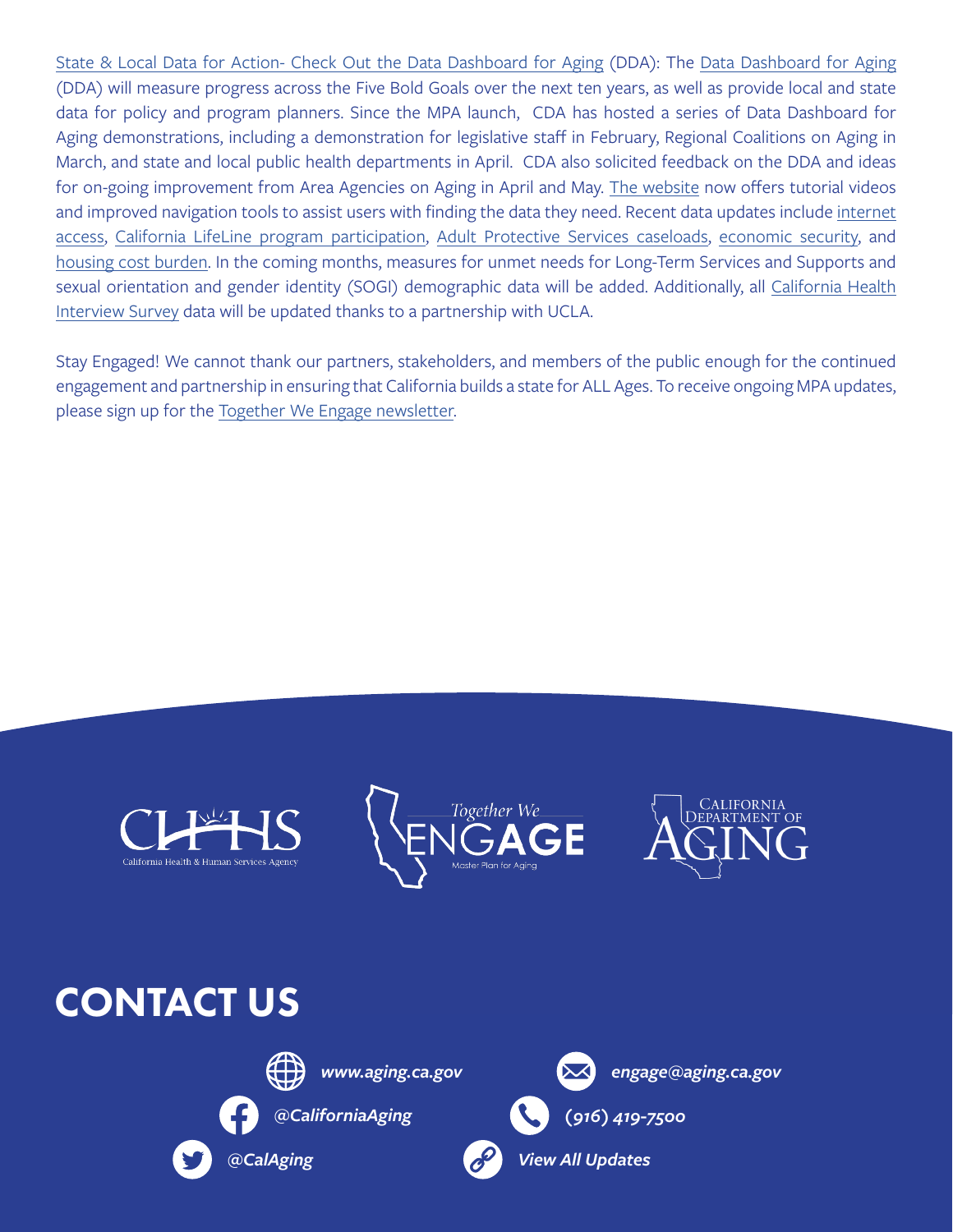State & Local Data for Action- Check Out the Data Dashboard for Aging (DDA): The Data Dashboard for Aging (DDA) will measure progress across the Five Bold Goals over the next ten years, as well as provide local and state data for policy and program planners. Since the MPA launch, CDA has hosted a series of Data Dashboard for Aging demonstrations, including a demonstration for legislative staff in February, Regional Coalitions on Aging in March, and state and local public health departments in April. CDA also solicited feedback on the DDA and ideas for on-going improvement from Area Agencies on Aging in April and May. The website now offers tutorial videos and improved navigation tools to assist users with finding the data they need. Recent data updates include internet access, California LifeLine program participation, Adult Protective Services caseloads, economic security, and housing cost burden. In the coming months, measures for unmet needs for Long-Term Services and Supports and sexual orientation and gender identity (SOGI) demographic data will be added. Additionally, all California Health Interview Survey data will be updated thanks to a partnership with UCLA.

Stay Engaged! We cannot thank our partners, stakeholders, and members of the public enough for the continued engagement and partnership in ensuring that California builds a state for ALL Ages. To receive ongoing MPA updates, please sign up for the Together We Engage newsletter.

CHHS California Health & Human Services Agency

Together We ENGAGE Master Plan for Aging

California Department of Aging

# CONTACT US

www.aging.ca.gov

engage@aging.ca.gov

@CaliforniaAging

(916) 419-7500

@CalAging

View All Updates